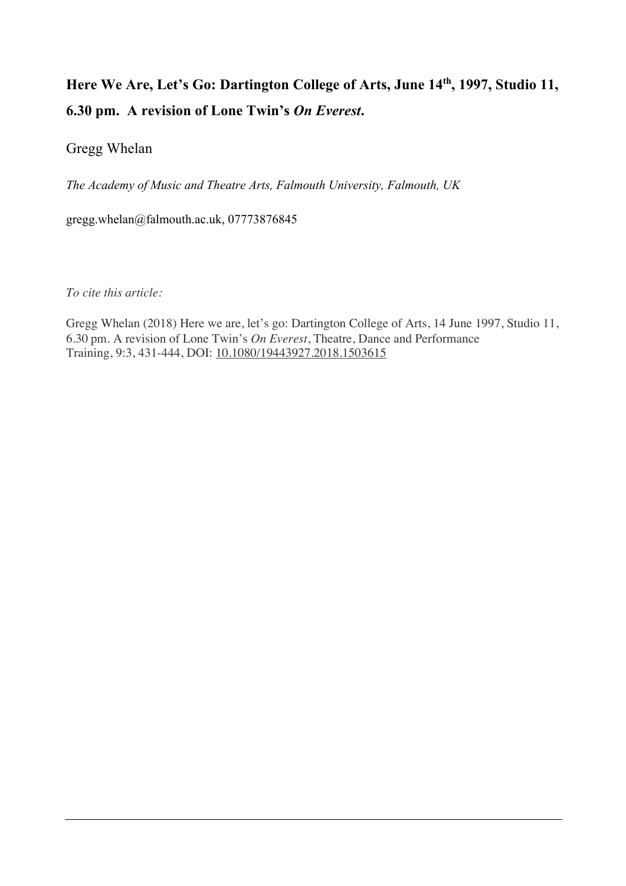# Here We Are, Let's Go: Dartington College of Arts, June 14th, 1997, Studio 11, 6.30 pm. A revision of Lone Twin's *On Everest*.

Gregg Whelan

*The Academy of Music and Theatre Arts, Falmouth University, Falmouth, UK*

gregg.whelan@falmouth.ac.uk, 07773876845

*To cite this article:*

Gregg Whelan (2018) Here we are, let's go: Dartington College of Arts, 14 June 1997, Studio 11, 6.30 pm. A revision of Lone Twin's *On Everest*, Theatre, Dance and Performance Training, 9:3, 431-444, DOI: 10.1080/19443927.2018.1503615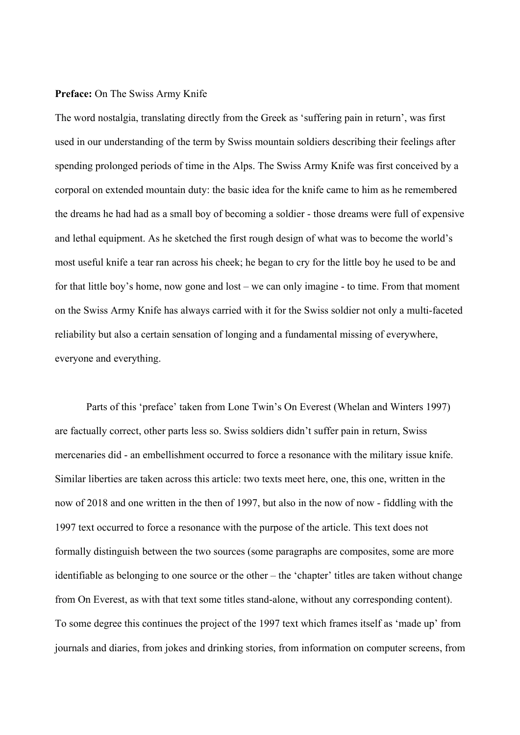**Preface:** On The Swiss Army Knife

The word nostalgia, translating directly from the Greek as 'suffering pain in return', was first used in our understanding of the term by Swiss mountain soldiers describing their feelings after spending prolonged periods of time in the Alps. The Swiss Army Knife was first conceived by a corporal on extended mountain duty: the basic idea for the knife came to him as he remembered the dreams he had had as a small boy of becoming a soldier - those dreams were full of expensive and lethal equipment. As he sketched the first rough design of what was to become the world's most useful knife a tear ran across his cheek; he began to cry for the little boy he used to be and for that little boy's home, now gone and lost – we can only imagine - to time. From that moment on the Swiss Army Knife has always carried with it for the Swiss soldier not only a multi-faceted reliability but also a certain sensation of longing and a fundamental missing of everywhere, everyone and everything.

Parts of this 'preface' taken from Lone Twin's On Everest (Whelan and Winters 1997) are factually correct, other parts less so. Swiss soldiers didn't suffer pain in return, Swiss mercenaries did - an embellishment occurred to force a resonance with the military issue knife. Similar liberties are taken across this article: two texts meet here, one, this one, written in the now of 2018 and one written in the then of 1997, but also in the now of now - fiddling with the 1997 text occurred to force a resonance with the purpose of the article. This text does not formally distinguish between the two sources (some paragraphs are composites, some are more identifiable as belonging to one source or the other – the 'chapter' titles are taken without change from On Everest, as with that text some titles stand-alone, without any corresponding content). To some degree this continues the project of the 1997 text which frames itself as 'made up' from journals and diaries, from jokes and drinking stories, from information on computer screens, from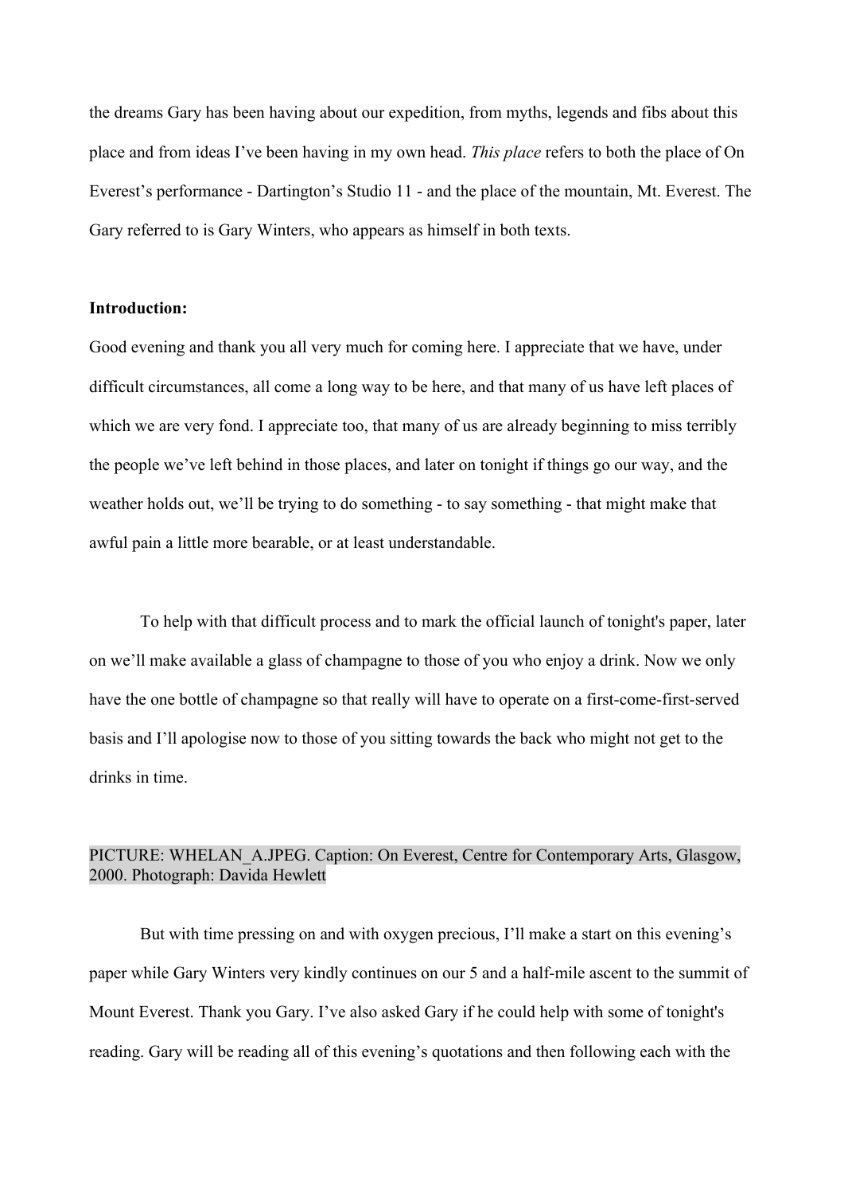the dreams Gary has been having about our expedition, from myths, legends and fibs about this place and from ideas I've been having in my own head. *This place* refers to both the place of On Everest's performance - Dartington's Studio 11 - and the place of the mountain, Mt. Everest. The Gary referred to is Gary Winters, who appears as himself in both texts.

**Introduction:**

Good evening and thank you all very much for coming here. I appreciate that we have, under difficult circumstances, all come a long way to be here, and that many of us have left places of which we are very fond. I appreciate too, that many of us are already beginning to miss terribly the people we've left behind in those places, and later on tonight if things go our way, and the weather holds out, we'll be trying to do something - to say something - that might make that awful pain a little more bearable, or at least understandable.

To help with that difficult process and to mark the official launch of tonight's paper, later on we'll make available a glass of champagne to those of you who enjoy a drink. Now we only have the one bottle of champagne so that really will have to operate on a first-come-first-served basis and I'll apologise now to those of you sitting towards the back who might not get to the drinks in time.

PICTURE: WHELAN_A.JPEG. Caption: On Everest, Centre for Contemporary Arts, Glasgow, 2000. Photograph: Davida Hewlett

But with time pressing on and with oxygen precious, I'll make a start on this evening's paper while Gary Winters very kindly continues on our 5 and a half-mile ascent to the summit of Mount Everest. Thank you Gary. I've also asked Gary if he could help with some of tonight's reading. Gary will be reading all of this evening's quotations and then following each with the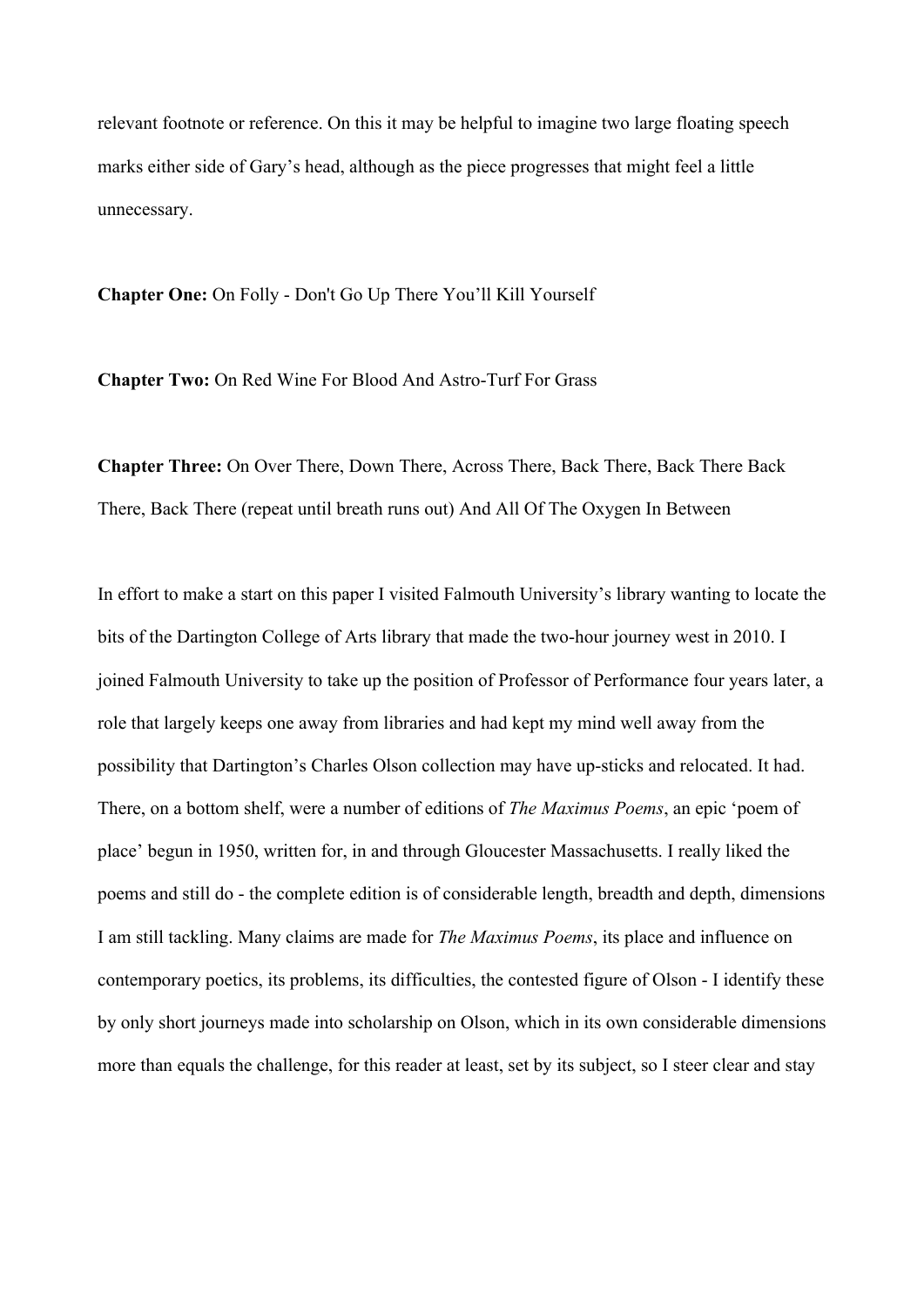relevant footnote or reference. On this it may be helpful to imagine two large floating speech marks either side of Gary's head, although as the piece progresses that might feel a little unnecessary.

**Chapter One:** On Folly - Don't Go Up There You'll Kill Yourself

**Chapter Two:** On Red Wine For Blood And Astro-Turf For Grass

**Chapter Three:** On Over There, Down There, Across There, Back There, Back There Back There, Back There (repeat until breath runs out) And All Of The Oxygen In Between

In effort to make a start on this paper I visited Falmouth University's library wanting to locate the bits of the Dartington College of Arts library that made the two-hour journey west in 2010. I joined Falmouth University to take up the position of Professor of Performance four years later, a role that largely keeps one away from libraries and had kept my mind well away from the possibility that Dartington's Charles Olson collection may have up-sticks and relocated. It had. There, on a bottom shelf, were a number of editions of *The Maximus Poems*, an epic 'poem of place' begun in 1950, written for, in and through Gloucester Massachusetts. I really liked the poems and still do - the complete edition is of considerable length, breadth and depth, dimensions I am still tackling. Many claims are made for *The Maximus Poems*, its place and influence on contemporary poetics, its problems, its difficulties, the contested figure of Olson - I identify these by only short journeys made into scholarship on Olson, which in its own considerable dimensions more than equals the challenge, for this reader at least, set by its subject, so I steer clear and stay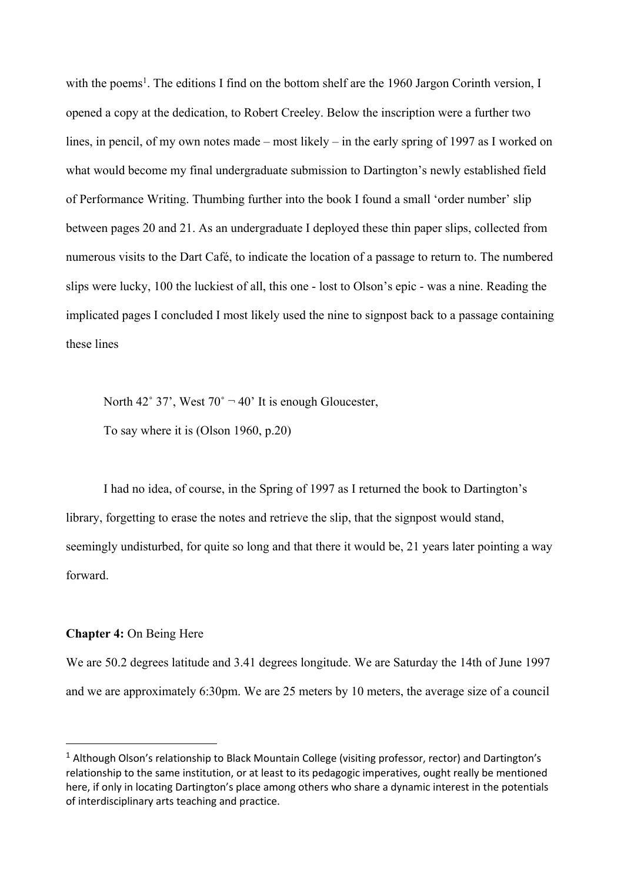with the poems[1]. The editions I find on the bottom shelf are the 1960 Jargon Corinth version, I opened a copy at the dedication, to Robert Creeley. Below the inscription were a further two lines, in pencil, of my own notes made – most likely – in the early spring of 1997 as I worked on what would become my final undergraduate submission to Dartington's newly established field of Performance Writing. Thumbing further into the book I found a small 'order number' slip between pages 20 and 21. As an undergraduate I deployed these thin paper slips, collected from numerous visits to the Dart Café, to indicate the location of a passage to return to. The numbered slips were lucky, 100 the luckiest of all, this one - lost to Olson's epic - was a nine. Reading the implicated pages I concluded I most likely used the nine to signpost back to a passage containing these lines

> North 42˚ 37', West 70˚ ¬ 40' It is enough Gloucester,
>
> To say where it is (Olson 1960, p.20)

I had no idea, of course, in the Spring of 1997 as I returned the book to Dartington's library, forgetting to erase the notes and retrieve the slip, that the signpost would stand, seemingly undisturbed, for quite so long and that there it would be, 21 years later pointing a way forward.

**Chapter 4:** On Being Here

We are 50.2 degrees latitude and 3.41 degrees longitude. We are Saturday the 14th of June 1997 and we are approximately 6:30pm. We are 25 meters by 10 meters, the average size of a council

[1] Although Olson's relationship to Black Mountain College (visiting professor, rector) and Dartington's relationship to the same institution, or at least to its pedagogic imperatives, ought really be mentioned here, if only in locating Dartington's place among others who share a dynamic interest in the potentials of interdisciplinary arts teaching and practice.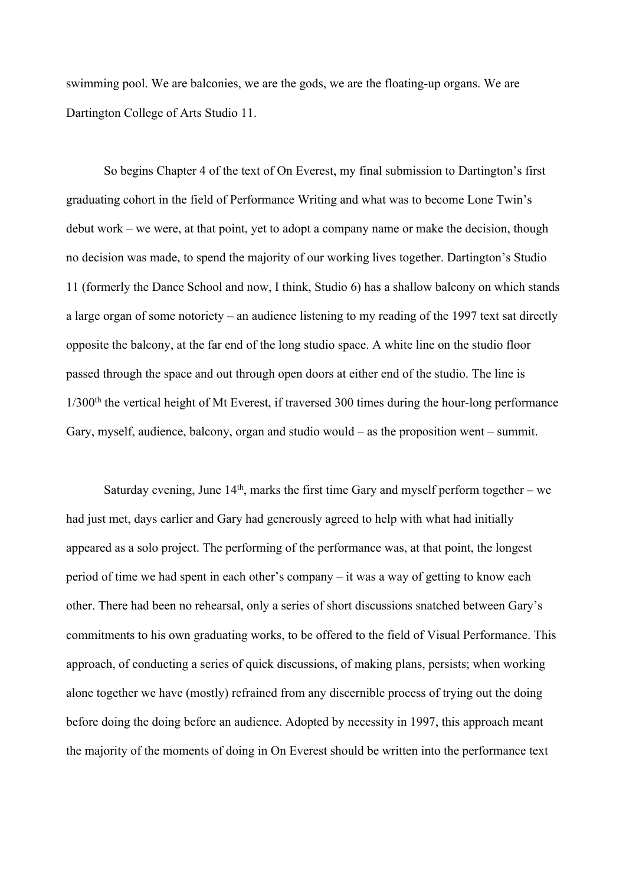swimming pool. We are balconies, we are the gods, we are the floating-up organs. We are Dartington College of Arts Studio 11.

So begins Chapter 4 of the text of On Everest, my final submission to Dartington's first graduating cohort in the field of Performance Writing and what was to become Lone Twin's debut work – we were, at that point, yet to adopt a company name or make the decision, though no decision was made, to spend the majority of our working lives together. Dartington's Studio 11 (formerly the Dance School and now, I think, Studio 6) has a shallow balcony on which stands a large organ of some notoriety – an audience listening to my reading of the 1997 text sat directly opposite the balcony, at the far end of the long studio space. A white line on the studio floor passed through the space and out through open doors at either end of the studio. The line is 1/300th the vertical height of Mt Everest, if traversed 300 times during the hour-long performance Gary, myself, audience, balcony, organ and studio would – as the proposition went – summit.

Saturday evening, June 14th, marks the first time Gary and myself perform together – we had just met, days earlier and Gary had generously agreed to help with what had initially appeared as a solo project. The performing of the performance was, at that point, the longest period of time we had spent in each other's company – it was a way of getting to know each other. There had been no rehearsal, only a series of short discussions snatched between Gary's commitments to his own graduating works, to be offered to the field of Visual Performance. This approach, of conducting a series of quick discussions, of making plans, persists; when working alone together we have (mostly) refrained from any discernible process of trying out the doing before doing the doing before an audience. Adopted by necessity in 1997, this approach meant the majority of the moments of doing in On Everest should be written into the performance text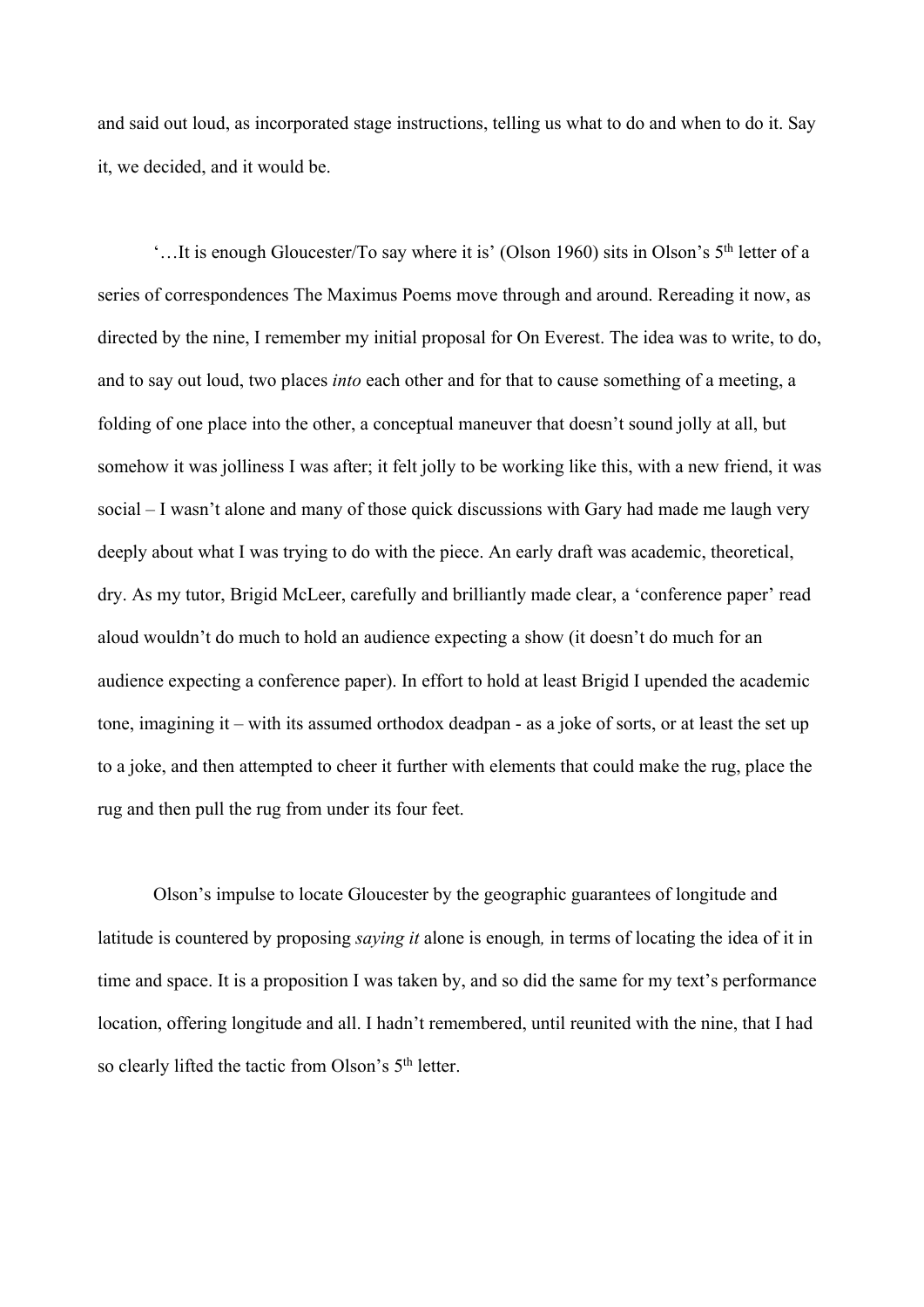and said out loud, as incorporated stage instructions, telling us what to do and when to do it. Say it, we decided, and it would be.

'…It is enough Gloucester/To say where it is' (Olson 1960) sits in Olson's 5th letter of a series of correspondences The Maximus Poems move through and around. Rereading it now, as directed by the nine, I remember my initial proposal for On Everest. The idea was to write, to do, and to say out loud, two places *into* each other and for that to cause something of a meeting, a folding of one place into the other, a conceptual maneuver that doesn't sound jolly at all, but somehow it was jolliness I was after; it felt jolly to be working like this, with a new friend, it was social – I wasn't alone and many of those quick discussions with Gary had made me laugh very deeply about what I was trying to do with the piece. An early draft was academic, theoretical, dry. As my tutor, Brigid McLeer, carefully and brilliantly made clear, a 'conference paper' read aloud wouldn't do much to hold an audience expecting a show (it doesn't do much for an audience expecting a conference paper). In effort to hold at least Brigid I upended the academic tone, imagining it – with its assumed orthodox deadpan - as a joke of sorts, or at least the set up to a joke, and then attempted to cheer it further with elements that could make the rug, place the rug and then pull the rug from under its four feet.

Olson's impulse to locate Gloucester by the geographic guarantees of longitude and latitude is countered by proposing *saying it* alone is enough, in terms of locating the idea of it in time and space. It is a proposition I was taken by, and so did the same for my text's performance location, offering longitude and all. I hadn't remembered, until reunited with the nine, that I had so clearly lifted the tactic from Olson's 5th letter.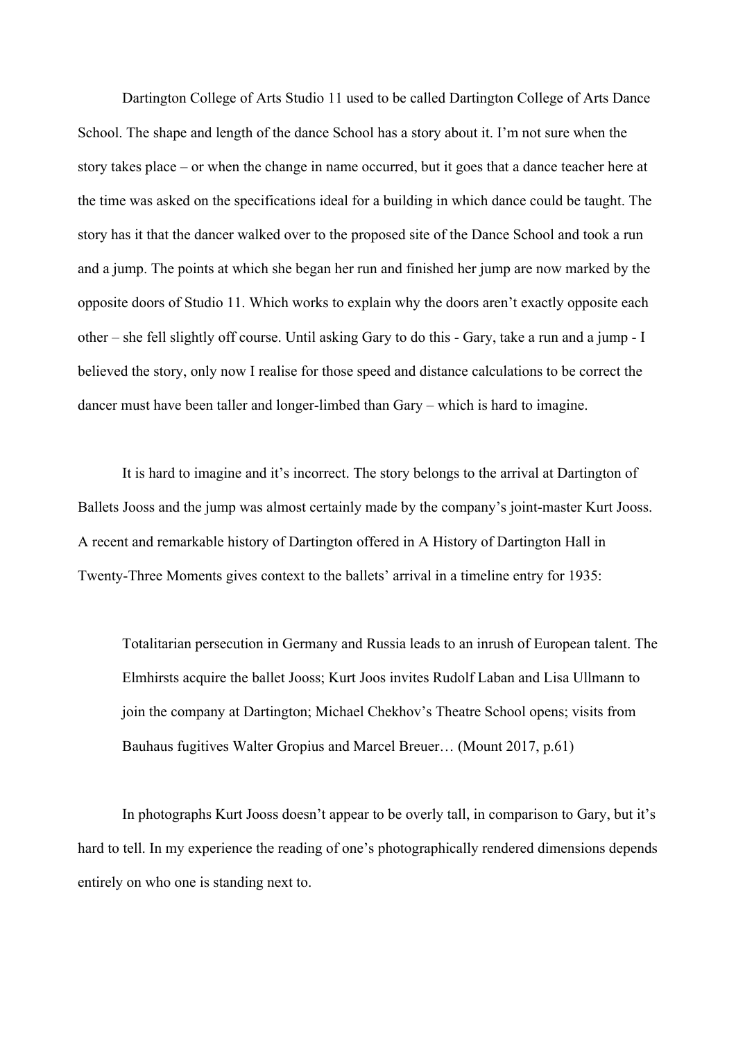Dartington College of Arts Studio 11 used to be called Dartington College of Arts Dance School. The shape and length of the dance School has a story about it. I'm not sure when the story takes place – or when the change in name occurred, but it goes that a dance teacher here at the time was asked on the specifications ideal for a building in which dance could be taught. The story has it that the dancer walked over to the proposed site of the Dance School and took a run and a jump. The points at which she began her run and finished her jump are now marked by the opposite doors of Studio 11. Which works to explain why the doors aren't exactly opposite each other – she fell slightly off course. Until asking Gary to do this - Gary, take a run and a jump - I believed the story, only now I realise for those speed and distance calculations to be correct the dancer must have been taller and longer-limbed than Gary – which is hard to imagine.

It is hard to imagine and it's incorrect. The story belongs to the arrival at Dartington of Ballets Jooss and the jump was almost certainly made by the company's joint-master Kurt Jooss. A recent and remarkable history of Dartington offered in A History of Dartington Hall in Twenty-Three Moments gives context to the ballets' arrival in a timeline entry for 1935:

> Totalitarian persecution in Germany and Russia leads to an inrush of European talent. The Elmhirsts acquire the ballet Jooss; Kurt Joos invites Rudolf Laban and Lisa Ullmann to join the company at Dartington; Michael Chekhov's Theatre School opens; visits from Bauhaus fugitives Walter Gropius and Marcel Breuer… (Mount 2017, p.61)

In photographs Kurt Jooss doesn't appear to be overly tall, in comparison to Gary, but it's hard to tell. In my experience the reading of one's photographically rendered dimensions depends entirely on who one is standing next to.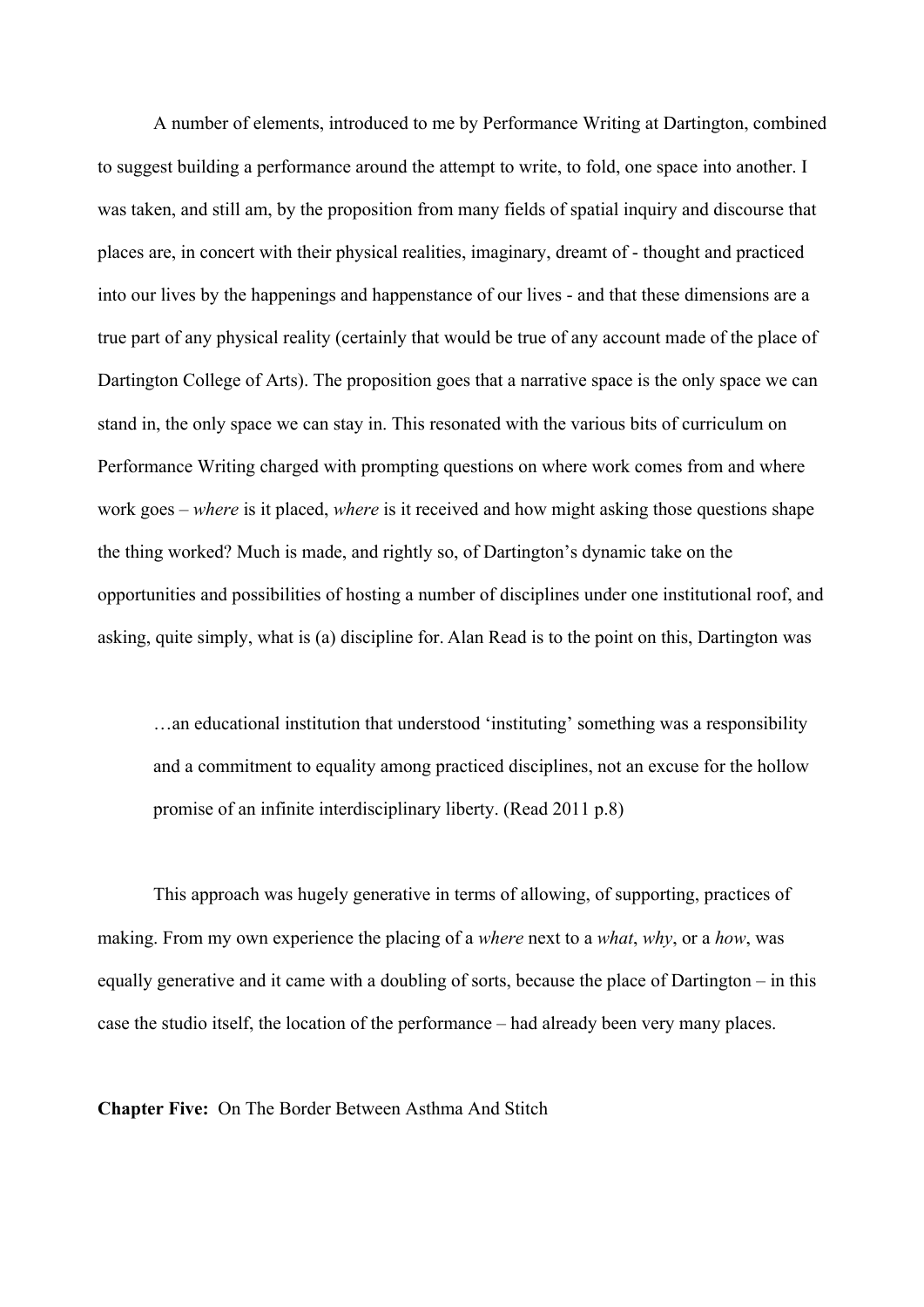A number of elements, introduced to me by Performance Writing at Dartington, combined to suggest building a performance around the attempt to write, to fold, one space into another. I was taken, and still am, by the proposition from many fields of spatial inquiry and discourse that places are, in concert with their physical realities, imaginary, dreamt of - thought and practiced into our lives by the happenings and happenstance of our lives - and that these dimensions are a true part of any physical reality (certainly that would be true of any account made of the place of Dartington College of Arts). The proposition goes that a narrative space is the only space we can stand in, the only space we can stay in. This resonated with the various bits of curriculum on Performance Writing charged with prompting questions on where work comes from and where work goes – *where* is it placed, *where* is it received and how might asking those questions shape the thing worked? Much is made, and rightly so, of Dartington's dynamic take on the opportunities and possibilities of hosting a number of disciplines under one institutional roof, and asking, quite simply, what is (a) discipline for. Alan Read is to the point on this, Dartington was

> …an educational institution that understood 'instituting' something was a responsibility and a commitment to equality among practiced disciplines, not an excuse for the hollow promise of an infinite interdisciplinary liberty. (Read 2011 p.8)

This approach was hugely generative in terms of allowing, of supporting, practices of making. From my own experience the placing of a *where* next to a *what*, *why*, or a *how*, was equally generative and it came with a doubling of sorts, because the place of Dartington – in this case the studio itself, the location of the performance – had already been very many places.

**Chapter Five:** On The Border Between Asthma And Stitch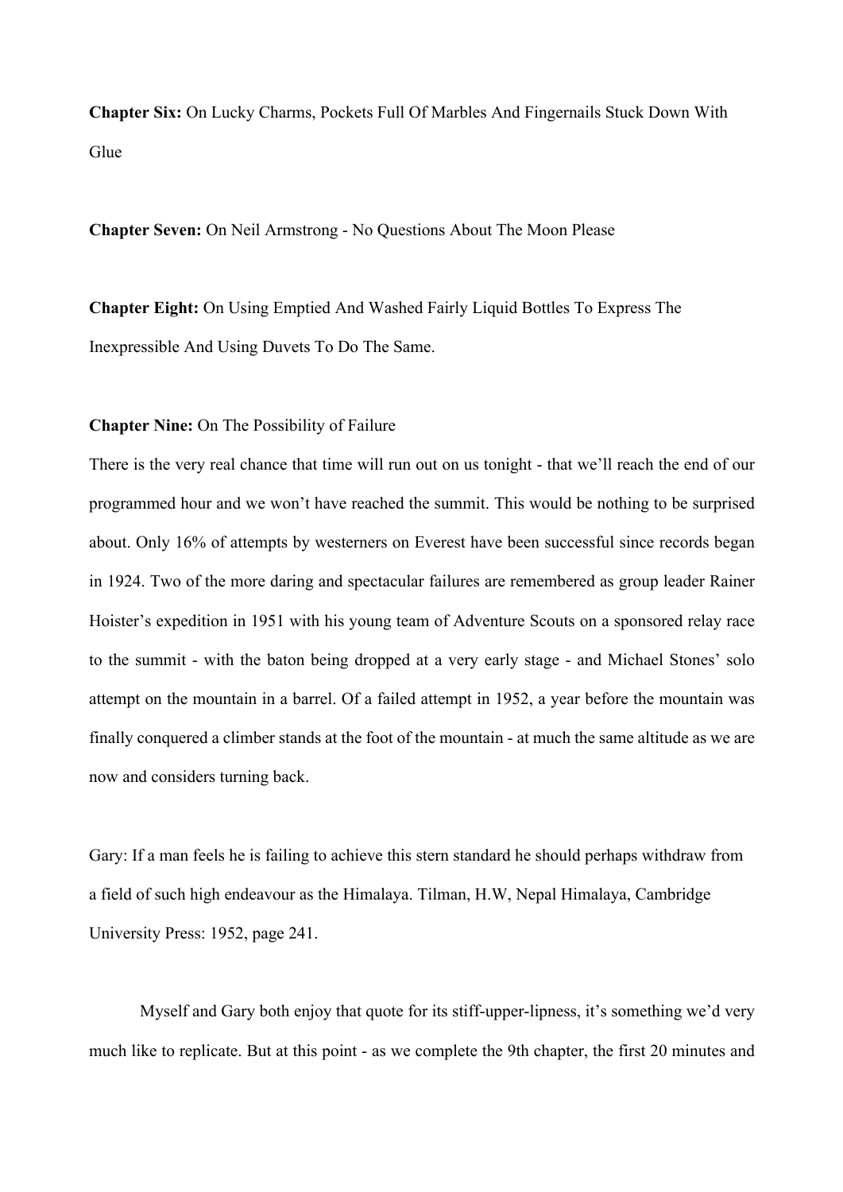**Chapter Six:** On Lucky Charms, Pockets Full Of Marbles And Fingernails Stuck Down With Glue

**Chapter Seven:** On Neil Armstrong - No Questions About The Moon Please

**Chapter Eight:** On Using Emptied And Washed Fairly Liquid Bottles To Express The Inexpressible And Using Duvets To Do The Same.

**Chapter Nine:** On The Possibility of Failure

There is the very real chance that time will run out on us tonight - that we'll reach the end of our programmed hour and we won't have reached the summit. This would be nothing to be surprised about. Only 16% of attempts by westerners on Everest have been successful since records began in 1924. Two of the more daring and spectacular failures are remembered as group leader Rainer Hoister's expedition in 1951 with his young team of Adventure Scouts on a sponsored relay race to the summit - with the baton being dropped at a very early stage - and Michael Stones' solo attempt on the mountain in a barrel. Of a failed attempt in 1952, a year before the mountain was finally conquered a climber stands at the foot of the mountain - at much the same altitude as we are now and considers turning back.

Gary: If a man feels he is failing to achieve this stern standard he should perhaps withdraw from a field of such high endeavour as the Himalaya. Tilman, H.W, Nepal Himalaya, Cambridge University Press: 1952, page 241.

Myself and Gary both enjoy that quote for its stiff-upper-lipness, it's something we'd very much like to replicate. But at this point - as we complete the 9th chapter, the first 20 minutes and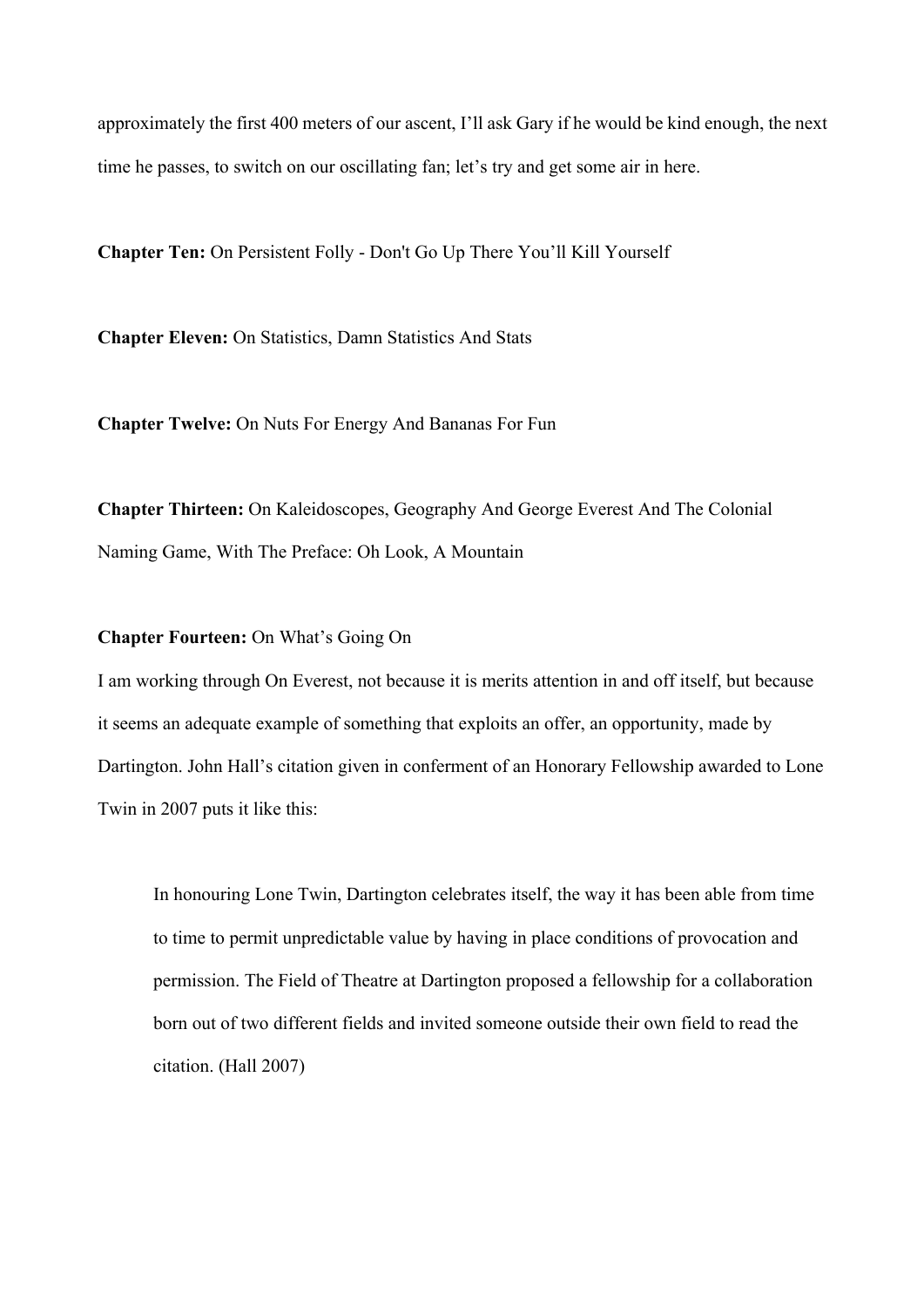approximately the first 400 meters of our ascent, I'll ask Gary if he would be kind enough, the next time he passes, to switch on our oscillating fan; let's try and get some air in here.

**Chapter Ten:** On Persistent Folly - Don't Go Up There You'll Kill Yourself

**Chapter Eleven:** On Statistics, Damn Statistics And Stats

**Chapter Twelve:** On Nuts For Energy And Bananas For Fun

**Chapter Thirteen:** On Kaleidoscopes, Geography And George Everest And The Colonial Naming Game, With The Preface: Oh Look, A Mountain

**Chapter Fourteen:** On What's Going On

I am working through On Everest, not because it is merits attention in and off itself, but because it seems an adequate example of something that exploits an offer, an opportunity, made by Dartington. John Hall's citation given in conferment of an Honorary Fellowship awarded to Lone Twin in 2007 puts it like this:

> In honouring Lone Twin, Dartington celebrates itself, the way it has been able from time to time to permit unpredictable value by having in place conditions of provocation and permission. The Field of Theatre at Dartington proposed a fellowship for a collaboration born out of two different fields and invited someone outside their own field to read the citation. (Hall 2007)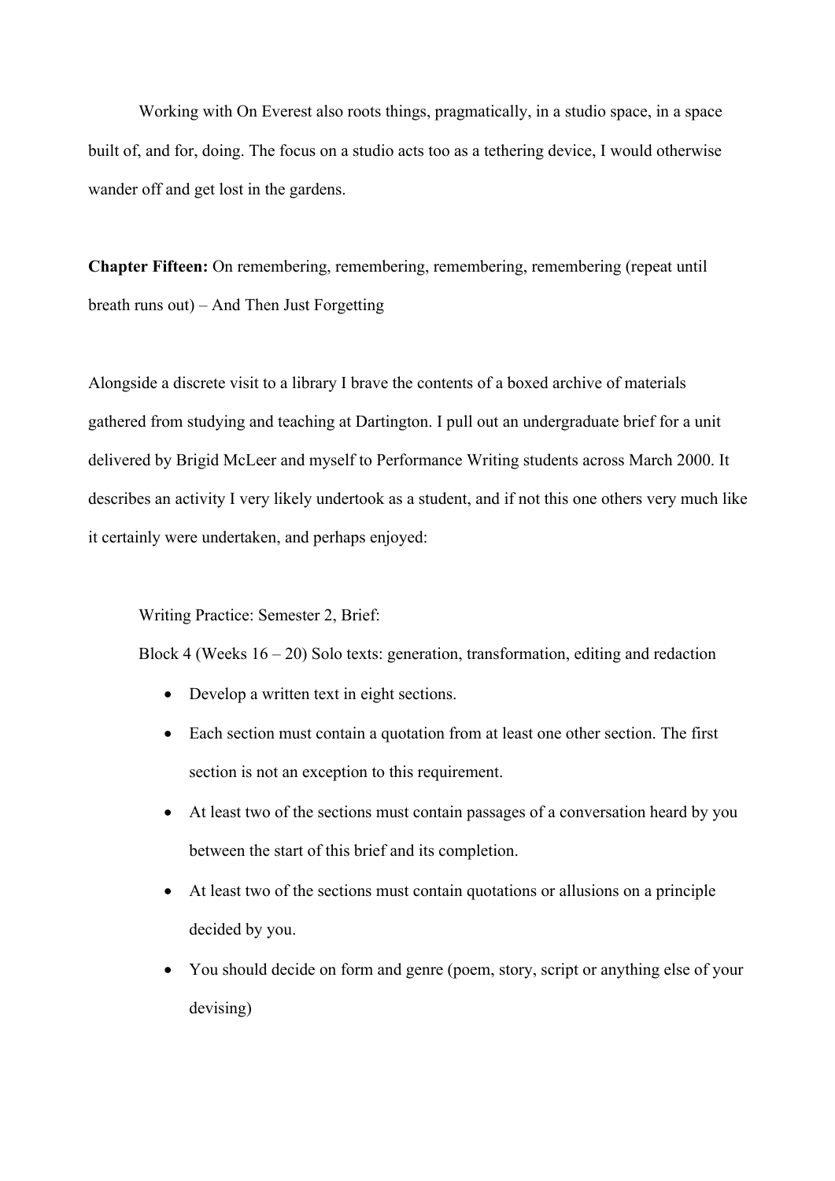Working with On Everest also roots things, pragmatically, in a studio space, in a space built of, and for, doing. The focus on a studio acts too as a tethering device, I would otherwise wander off and get lost in the gardens.

**Chapter Fifteen:** On remembering, remembering, remembering, remembering (repeat until breath runs out) – And Then Just Forgetting

Alongside a discrete visit to a library I brave the contents of a boxed archive of materials gathered from studying and teaching at Dartington. I pull out an undergraduate brief for a unit delivered by Brigid McLeer and myself to Performance Writing students across March 2000. It describes an activity I very likely undertook as a student, and if not this one others very much like it certainly were undertaken, and perhaps enjoyed:

> Writing Practice: Semester 2, Brief:
>
> Block 4 (Weeks 16 – 20) Solo texts: generation, transformation, editing and redaction
>
> - Develop a written text in eight sections.
> - Each section must contain a quotation from at least one other section. The first section is not an exception to this requirement.
> - At least two of the sections must contain passages of a conversation heard by you between the start of this brief and its completion.
> - At least two of the sections must contain quotations or allusions on a principle decided by you.
> - You should decide on form and genre (poem, story, script or anything else of your devising)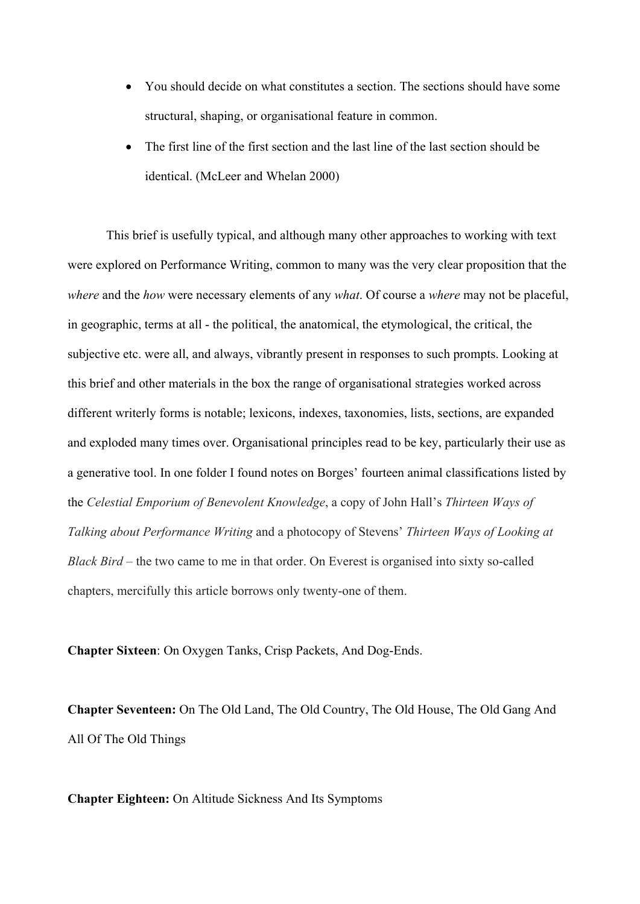- You should decide on what constitutes a section. The sections should have some structural, shaping, or organisational feature in common.
- The first line of the first section and the last line of the last section should be identical. (McLeer and Whelan 2000)

This brief is usefully typical, and although many other approaches to working with text were explored on Performance Writing, common to many was the very clear proposition that the *where* and the *how* were necessary elements of any *what*. Of course a *where* may not be placeful, in geographic, terms at all - the political, the anatomical, the etymological, the critical, the subjective etc. were all, and always, vibrantly present in responses to such prompts. Looking at this brief and other materials in the box the range of organisational strategies worked across different writerly forms is notable; lexicons, indexes, taxonomies, lists, sections, are expanded and exploded many times over. Organisational principles read to be key, particularly their use as a generative tool. In one folder I found notes on Borges' fourteen animal classifications listed by the *Celestial Emporium of Benevolent Knowledge*, a copy of John Hall's *Thirteen Ways of Talking about Performance Writing* and a photocopy of Stevens' *Thirteen Ways of Looking at Black Bird* – the two came to me in that order. On Everest is organised into sixty so-called chapters, mercifully this article borrows only twenty-one of them.

**Chapter Sixteen**: On Oxygen Tanks, Crisp Packets, And Dog-Ends.

**Chapter Seventeen:** On The Old Land, The Old Country, The Old House, The Old Gang And All Of The Old Things

**Chapter Eighteen:** On Altitude Sickness And Its Symptoms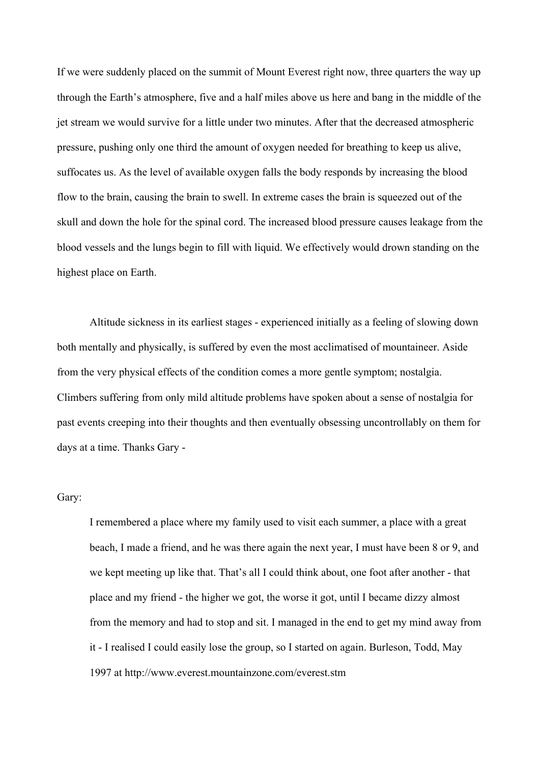If we were suddenly placed on the summit of Mount Everest right now, three quarters the way up through the Earth's atmosphere, five and a half miles above us here and bang in the middle of the jet stream we would survive for a little under two minutes. After that the decreased atmospheric pressure, pushing only one third the amount of oxygen needed for breathing to keep us alive, suffocates us. As the level of available oxygen falls the body responds by increasing the blood flow to the brain, causing the brain to swell. In extreme cases the brain is squeezed out of the skull and down the hole for the spinal cord. The increased blood pressure causes leakage from the blood vessels and the lungs begin to fill with liquid. We effectively would drown standing on the highest place on Earth.

Altitude sickness in its earliest stages - experienced initially as a feeling of slowing down both mentally and physically, is suffered by even the most acclimatised of mountaineer. Aside from the very physical effects of the condition comes a more gentle symptom; nostalgia. Climbers suffering from only mild altitude problems have spoken about a sense of nostalgia for past events creeping into their thoughts and then eventually obsessing uncontrollably on them for days at a time. Thanks Gary -

Gary:

> I remembered a place where my family used to visit each summer, a place with a great beach, I made a friend, and he was there again the next year, I must have been 8 or 9, and we kept meeting up like that. That's all I could think about, one foot after another - that place and my friend - the higher we got, the worse it got, until I became dizzy almost from the memory and had to stop and sit. I managed in the end to get my mind away from it - I realised I could easily lose the group, so I started on again. Burleson, Todd, May 1997 at http://www.everest.mountainzone.com/everest.stm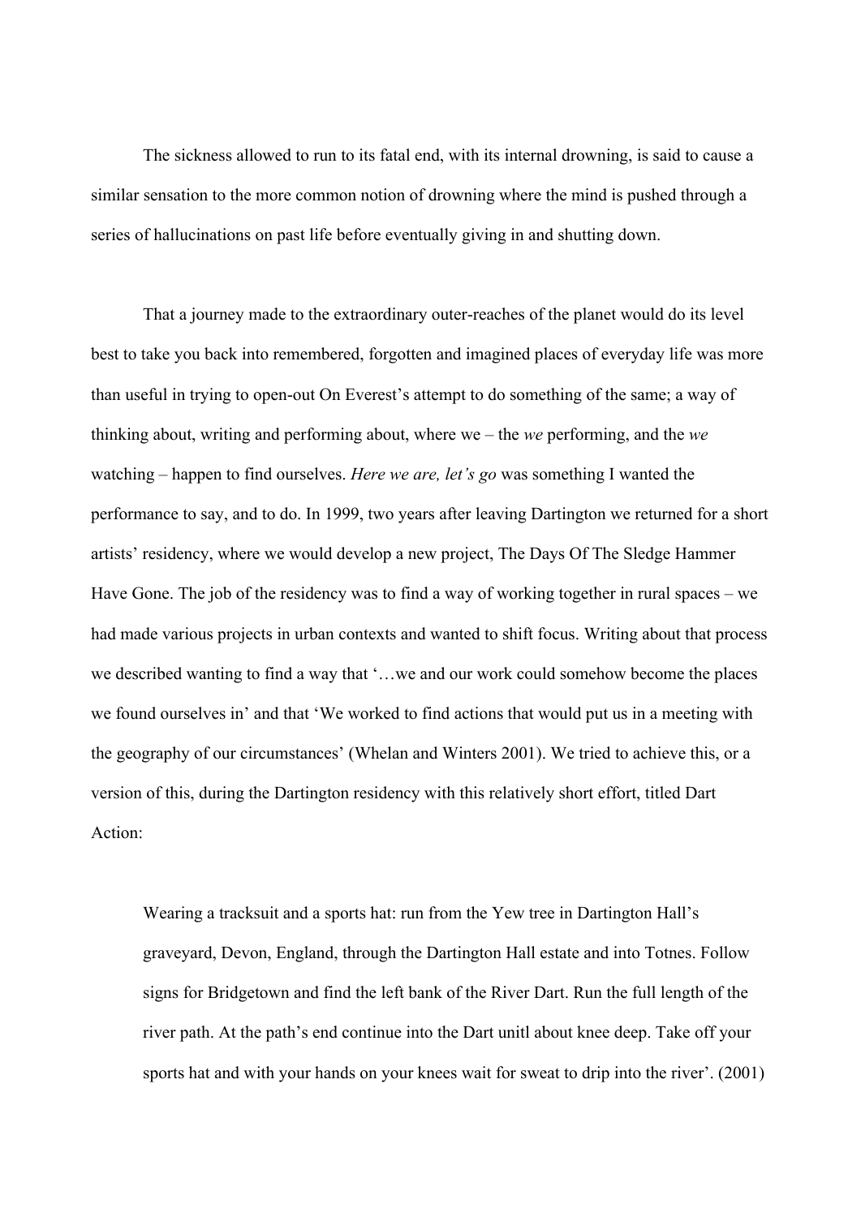The sickness allowed to run to its fatal end, with its internal drowning, is said to cause a similar sensation to the more common notion of drowning where the mind is pushed through a series of hallucinations on past life before eventually giving in and shutting down.

That a journey made to the extraordinary outer-reaches of the planet would do its level best to take you back into remembered, forgotten and imagined places of everyday life was more than useful in trying to open-out On Everest's attempt to do something of the same; a way of thinking about, writing and performing about, where we – the *we* performing, and the *we* watching – happen to find ourselves. *Here we are, let's go* was something I wanted the performance to say, and to do. In 1999, two years after leaving Dartington we returned for a short artists' residency, where we would develop a new project, The Days Of The Sledge Hammer Have Gone. The job of the residency was to find a way of working together in rural spaces – we had made various projects in urban contexts and wanted to shift focus. Writing about that process we described wanting to find a way that '…we and our work could somehow become the places we found ourselves in' and that 'We worked to find actions that would put us in a meeting with the geography of our circumstances' (Whelan and Winters 2001). We tried to achieve this, or a version of this, during the Dartington residency with this relatively short effort, titled Dart Action:

> Wearing a tracksuit and a sports hat: run from the Yew tree in Dartington Hall's graveyard, Devon, England, through the Dartington Hall estate and into Totnes. Follow signs for Bridgetown and find the left bank of the River Dart. Run the full length of the river path. At the path's end continue into the Dart unitl about knee deep. Take off your sports hat and with your hands on your knees wait for sweat to drip into the river'. (2001)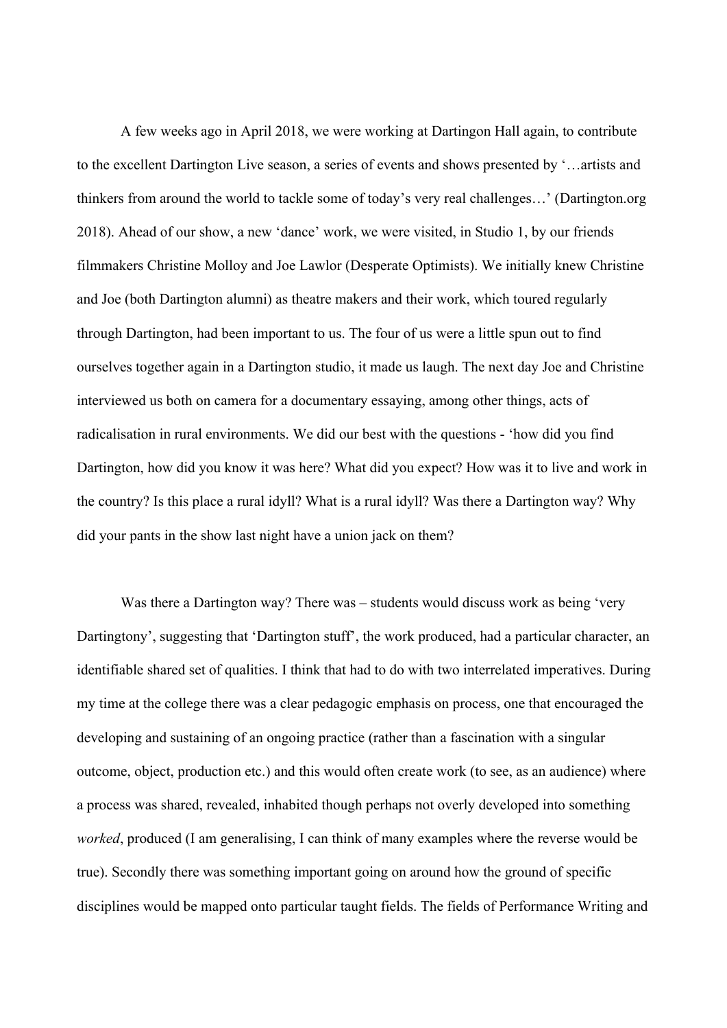A few weeks ago in April 2018, we were working at Dartingon Hall again, to contribute to the excellent Dartington Live season, a series of events and shows presented by '…artists and thinkers from around the world to tackle some of today's very real challenges…' (Dartington.org 2018). Ahead of our show, a new 'dance' work, we were visited, in Studio 1, by our friends filmmakers Christine Molloy and Joe Lawlor (Desperate Optimists). We initially knew Christine and Joe (both Dartington alumni) as theatre makers and their work, which toured regularly through Dartington, had been important to us. The four of us were a little spun out to find ourselves together again in a Dartington studio, it made us laugh. The next day Joe and Christine interviewed us both on camera for a documentary essaying, among other things, acts of radicalisation in rural environments. We did our best with the questions - 'how did you find Dartington, how did you know it was here? What did you expect? How was it to live and work in the country? Is this place a rural idyll? What is a rural idyll? Was there a Dartington way? Why did your pants in the show last night have a union jack on them?

Was there a Dartington way? There was – students would discuss work as being 'very Dartingtony', suggesting that 'Dartington stuff', the work produced, had a particular character, an identifiable shared set of qualities. I think that had to do with two interrelated imperatives. During my time at the college there was a clear pedagogic emphasis on process, one that encouraged the developing and sustaining of an ongoing practice (rather than a fascination with a singular outcome, object, production etc.) and this would often create work (to see, as an audience) where a process was shared, revealed, inhabited though perhaps not overly developed into something *worked*, produced (I am generalising, I can think of many examples where the reverse would be true). Secondly there was something important going on around how the ground of specific disciplines would be mapped onto particular taught fields. The fields of Performance Writing and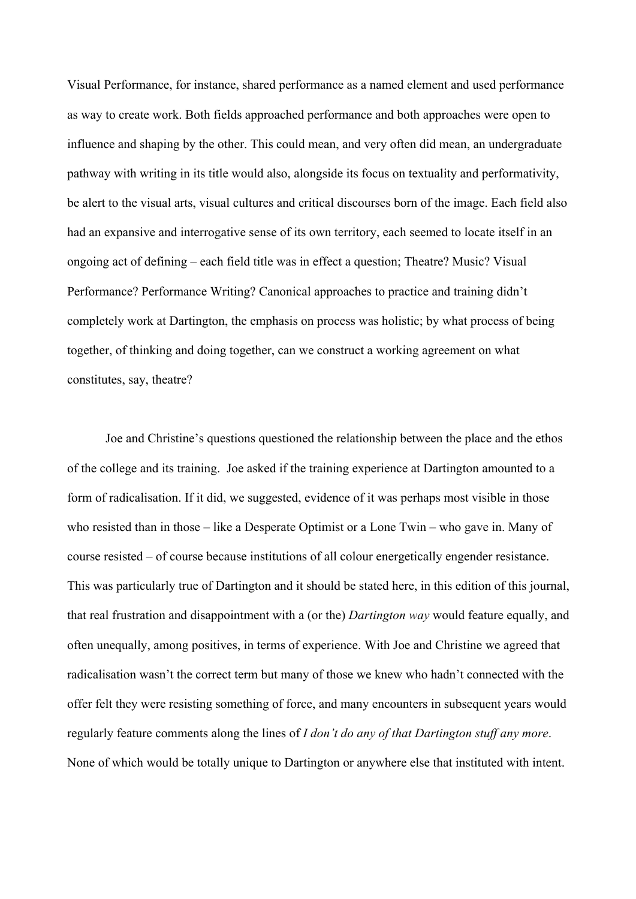Visual Performance, for instance, shared performance as a named element and used performance as way to create work. Both fields approached performance and both approaches were open to influence and shaping by the other. This could mean, and very often did mean, an undergraduate pathway with writing in its title would also, alongside its focus on textuality and performativity, be alert to the visual arts, visual cultures and critical discourses born of the image. Each field also had an expansive and interrogative sense of its own territory, each seemed to locate itself in an ongoing act of defining – each field title was in effect a question; Theatre? Music? Visual Performance? Performance Writing? Canonical approaches to practice and training didn't completely work at Dartington, the emphasis on process was holistic; by what process of being together, of thinking and doing together, can we construct a working agreement on what constitutes, say, theatre?

Joe and Christine's questions questioned the relationship between the place and the ethos of the college and its training. Joe asked if the training experience at Dartington amounted to a form of radicalisation. If it did, we suggested, evidence of it was perhaps most visible in those who resisted than in those – like a Desperate Optimist or a Lone Twin – who gave in. Many of course resisted – of course because institutions of all colour energetically engender resistance. This was particularly true of Dartington and it should be stated here, in this edition of this journal, that real frustration and disappointment with a (or the) *Dartington way* would feature equally, and often unequally, among positives, in terms of experience. With Joe and Christine we agreed that radicalisation wasn't the correct term but many of those we knew who hadn't connected with the offer felt they were resisting something of force, and many encounters in subsequent years would regularly feature comments along the lines of *I don't do any of that Dartington stuff any more*. None of which would be totally unique to Dartington or anywhere else that instituted with intent.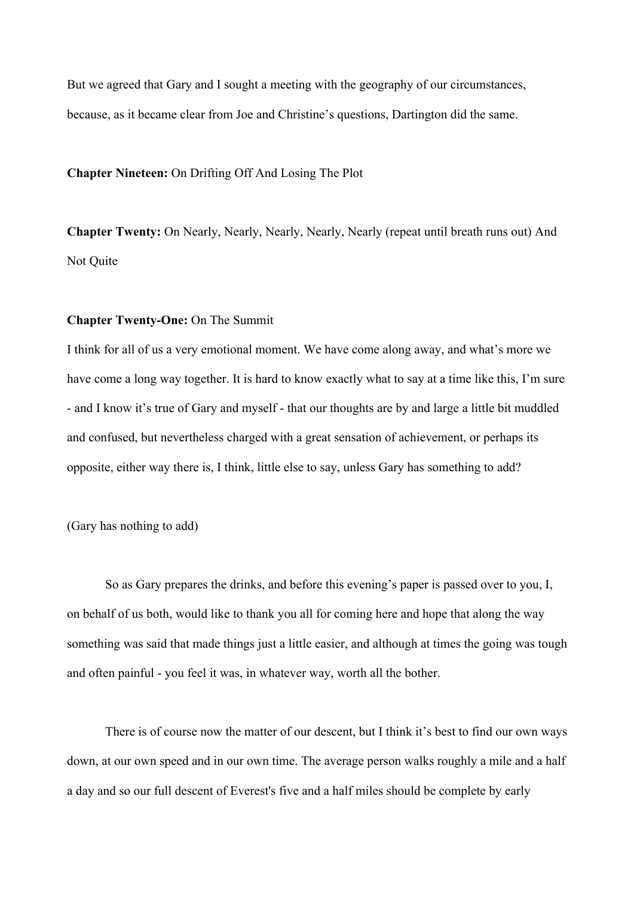But we agreed that Gary and I sought a meeting with the geography of our circumstances, because, as it became clear from Joe and Christine's questions, Dartington did the same.

**Chapter Nineteen:** On Drifting Off And Losing The Plot

**Chapter Twenty:** On Nearly, Nearly, Nearly, Nearly, Nearly (repeat until breath runs out) And Not Quite

**Chapter Twenty-One:** On The Summit

I think for all of us a very emotional moment. We have come along away, and what's more we have come a long way together. It is hard to know exactly what to say at a time like this, I'm sure - and I know it's true of Gary and myself - that our thoughts are by and large a little bit muddled and confused, but nevertheless charged with a great sensation of achievement, or perhaps its opposite, either way there is, I think, little else to say, unless Gary has something to add?

(Gary has nothing to add)

So as Gary prepares the drinks, and before this evening's paper is passed over to you, I, on behalf of us both, would like to thank you all for coming here and hope that along the way something was said that made things just a little easier, and although at times the going was tough and often painful - you feel it was, in whatever way, worth all the bother.

There is of course now the matter of our descent, but I think it's best to find our own ways down, at our own speed and in our own time. The average person walks roughly a mile and a half a day and so our full descent of Everest's five and a half miles should be complete by early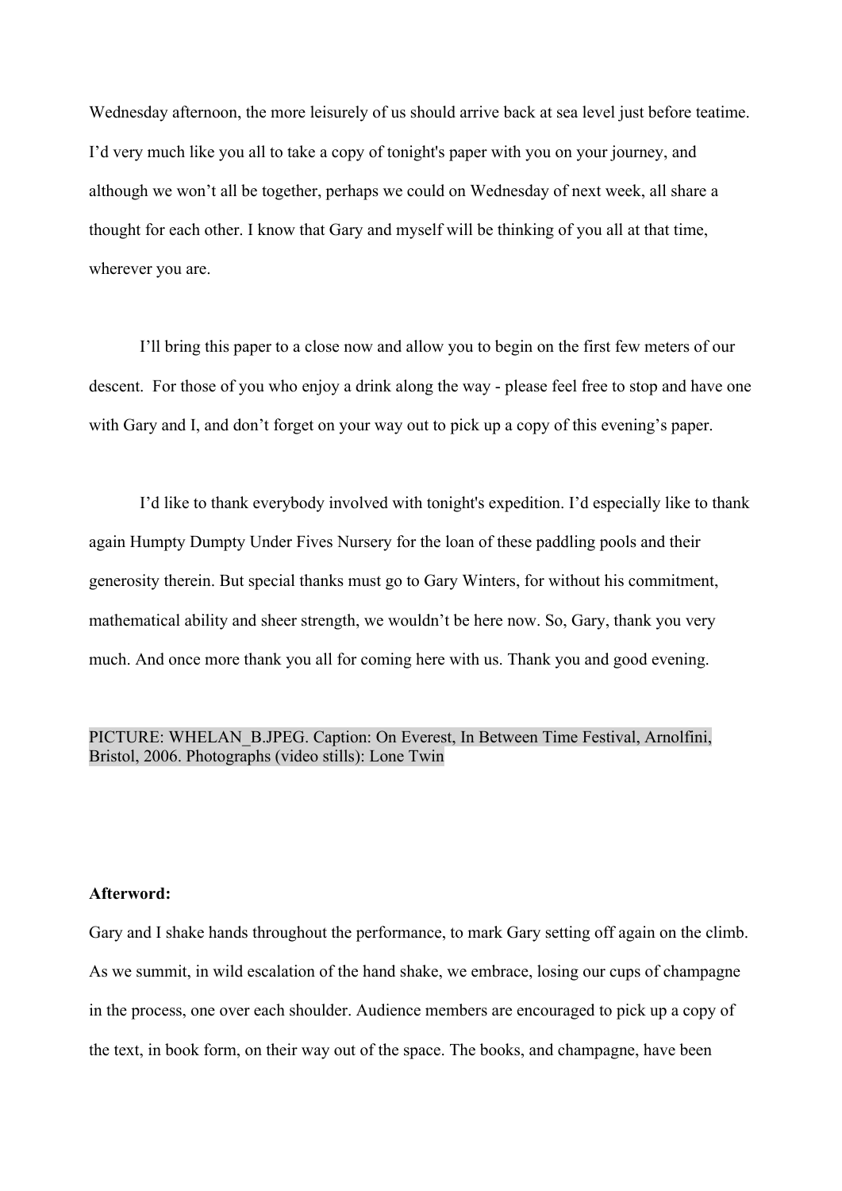Wednesday afternoon, the more leisurely of us should arrive back at sea level just before teatime. I'd very much like you all to take a copy of tonight's paper with you on your journey, and although we won't all be together, perhaps we could on Wednesday of next week, all share a thought for each other. I know that Gary and myself will be thinking of you all at that time, wherever you are.

I'll bring this paper to a close now and allow you to begin on the first few meters of our descent.  For those of you who enjoy a drink along the way - please feel free to stop and have one with Gary and I, and don't forget on your way out to pick up a copy of this evening's paper.

I'd like to thank everybody involved with tonight's expedition. I'd especially like to thank again Humpty Dumpty Under Fives Nursery for the loan of these paddling pools and their generosity therein. But special thanks must go to Gary Winters, for without his commitment, mathematical ability and sheer strength, we wouldn't be here now. So, Gary, thank you very much. And once more thank you all for coming here with us. Thank you and good evening.

PICTURE: WHELAN_B.JPEG. Caption: On Everest, In Between Time Festival, Arnolfini, Bristol, 2006. Photographs (video stills): Lone Twin

**Afterword:**

Gary and I shake hands throughout the performance, to mark Gary setting off again on the climb. As we summit, in wild escalation of the hand shake, we embrace, losing our cups of champagne in the process, one over each shoulder. Audience members are encouraged to pick up a copy of the text, in book form, on their way out of the space. The books, and champagne, have been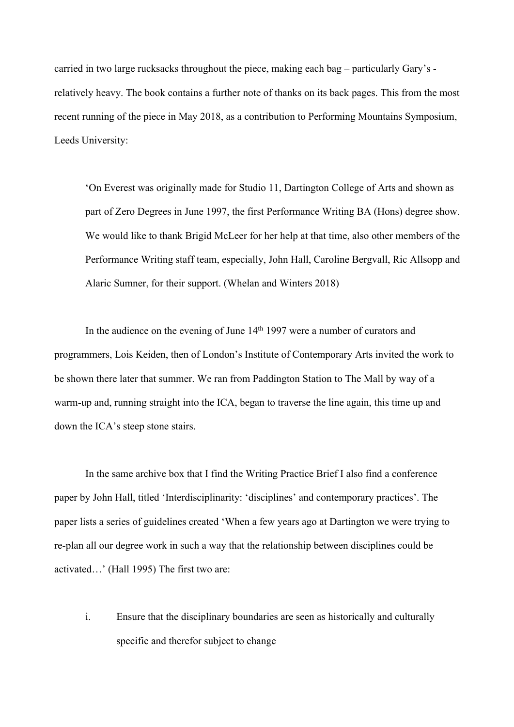carried in two large rucksacks throughout the piece, making each bag – particularly Gary's - relatively heavy. The book contains a further note of thanks on its back pages. This from the most recent running of the piece in May 2018, as a contribution to Performing Mountains Symposium, Leeds University:

> 'On Everest was originally made for Studio 11, Dartington College of Arts and shown as part of Zero Degrees in June 1997, the first Performance Writing BA (Hons) degree show. We would like to thank Brigid McLeer for her help at that time, also other members of the Performance Writing staff team, especially, John Hall, Caroline Bergvall, Ric Allsopp and Alaric Sumner, for their support. (Whelan and Winters 2018)

In the audience on the evening of June 14th 1997 were a number of curators and programmers, Lois Keiden, then of London's Institute of Contemporary Arts invited the work to be shown there later that summer. We ran from Paddington Station to The Mall by way of a warm-up and, running straight into the ICA, began to traverse the line again, this time up and down the ICA's steep stone stairs.

In the same archive box that I find the Writing Practice Brief I also find a conference paper by John Hall, titled 'Interdisciplinarity: 'disciplines' and contemporary practices'. The paper lists a series of guidelines created 'When a few years ago at Dartington we were trying to re-plan all our degree work in such a way that the relationship between disciplines could be activated…' (Hall 1995) The first two are:

i. Ensure that the disciplinary boundaries are seen as historically and culturally specific and therefor subject to change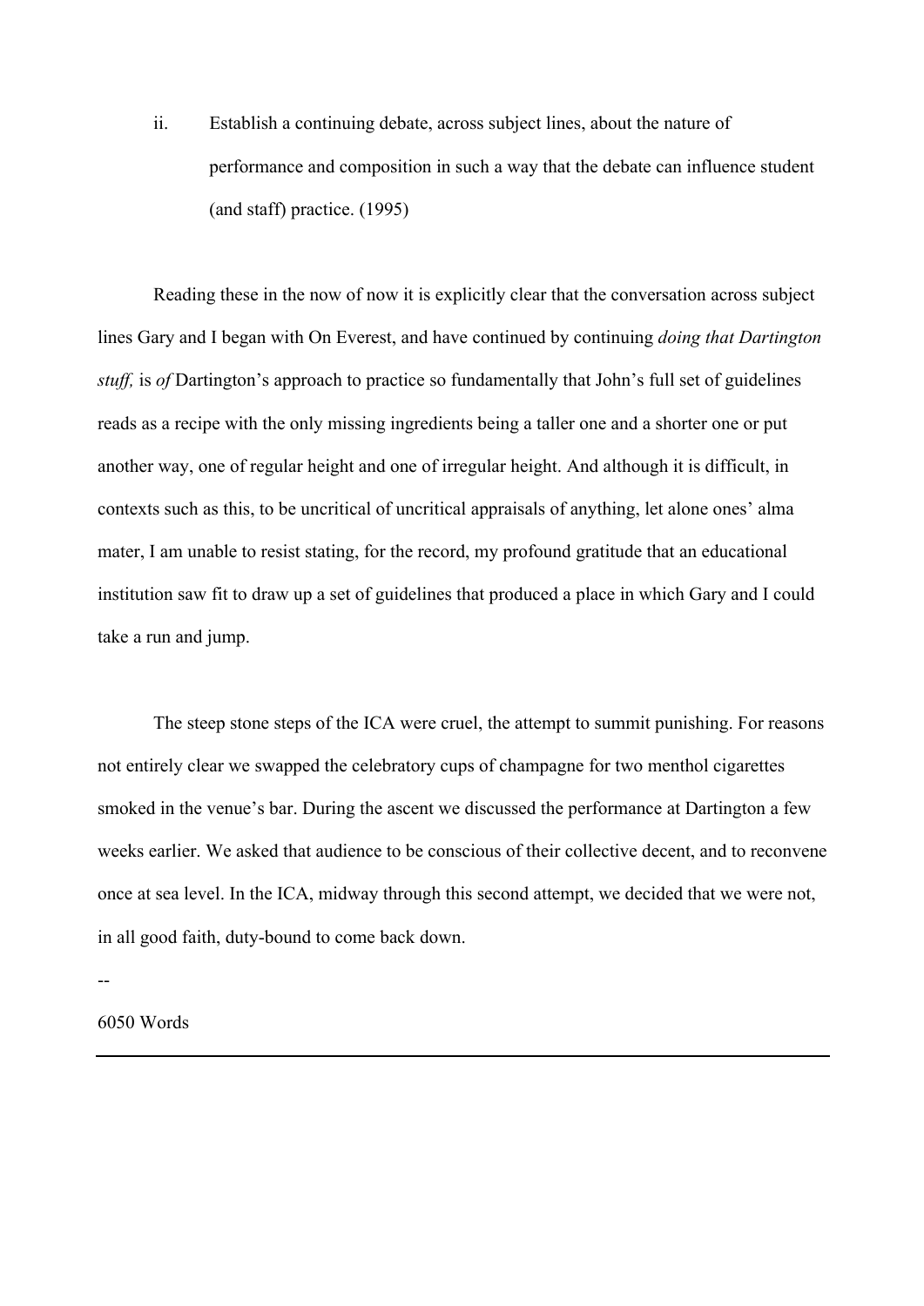ii. Establish a continuing debate, across subject lines, about the nature of performance and composition in such a way that the debate can influence student (and staff) practice. (1995)

Reading these in the now of now it is explicitly clear that the conversation across subject lines Gary and I began with On Everest, and have continued by continuing *doing that Dartington stuff,* is *of* Dartington's approach to practice so fundamentally that John's full set of guidelines reads as a recipe with the only missing ingredients being a taller one and a shorter one or put another way, one of regular height and one of irregular height. And although it is difficult, in contexts such as this, to be uncritical of uncritical appraisals of anything, let alone ones' alma mater, I am unable to resist stating, for the record, my profound gratitude that an educational institution saw fit to draw up a set of guidelines that produced a place in which Gary and I could take a run and jump.

The steep stone steps of the ICA were cruel, the attempt to summit punishing. For reasons not entirely clear we swapped the celebratory cups of champagne for two menthol cigarettes smoked in the venue's bar. During the ascent we discussed the performance at Dartington a few weeks earlier. We asked that audience to be conscious of their collective decent, and to reconvene once at sea level. In the ICA, midway through this second attempt, we decided that we were not, in all good faith, duty-bound to come back down.

--

6050 Words

---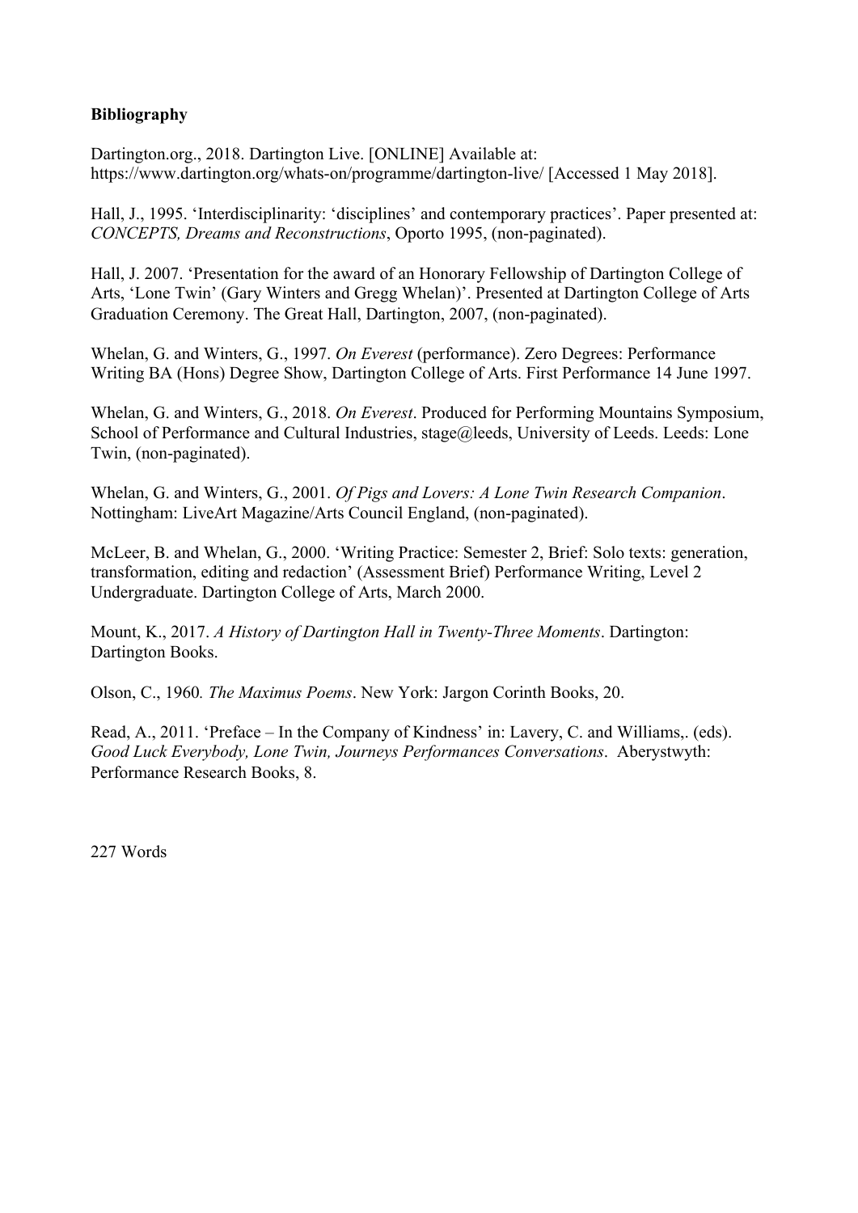**Bibliography**

Dartington.org., 2018. Dartington Live. [ONLINE] Available at: https://www.dartington.org/whats-on/programme/dartington-live/ [Accessed 1 May 2018].

Hall, J., 1995. 'Interdisciplinarity: 'disciplines' and contemporary practices'. Paper presented at: *CONCEPTS, Dreams and Reconstructions*, Oporto 1995, (non-paginated).

Hall, J. 2007. 'Presentation for the award of an Honorary Fellowship of Dartington College of Arts, 'Lone Twin' (Gary Winters and Gregg Whelan)'. Presented at Dartington College of Arts Graduation Ceremony. The Great Hall, Dartington, 2007, (non-paginated).

Whelan, G. and Winters, G., 1997. *On Everest* (performance). Zero Degrees: Performance Writing BA (Hons) Degree Show, Dartington College of Arts. First Performance 14 June 1997.

Whelan, G. and Winters, G., 2018. *On Everest*. Produced for Performing Mountains Symposium, School of Performance and Cultural Industries, stage@leeds, University of Leeds. Leeds: Lone Twin, (non-paginated).

Whelan, G. and Winters, G., 2001. *Of Pigs and Lovers: A Lone Twin Research Companion*. Nottingham: LiveArt Magazine/Arts Council England, (non-paginated).

McLeer, B. and Whelan, G., 2000. 'Writing Practice: Semester 2, Brief: Solo texts: generation, transformation, editing and redaction' (Assessment Brief) Performance Writing, Level 2 Undergraduate. Dartington College of Arts, March 2000.

Mount, K., 2017. *A History of Dartington Hall in Twenty-Three Moments*. Dartington: Dartington Books.

Olson, C., 1960*. The Maximus Poems*. New York: Jargon Corinth Books, 20.

Read, A., 2011. 'Preface – In the Company of Kindness' in: Lavery, C. and Williams,. (eds). *Good Luck Everybody, Lone Twin, Journeys Performances Conversations*. Aberystwyth: Performance Research Books, 8.

227 Words